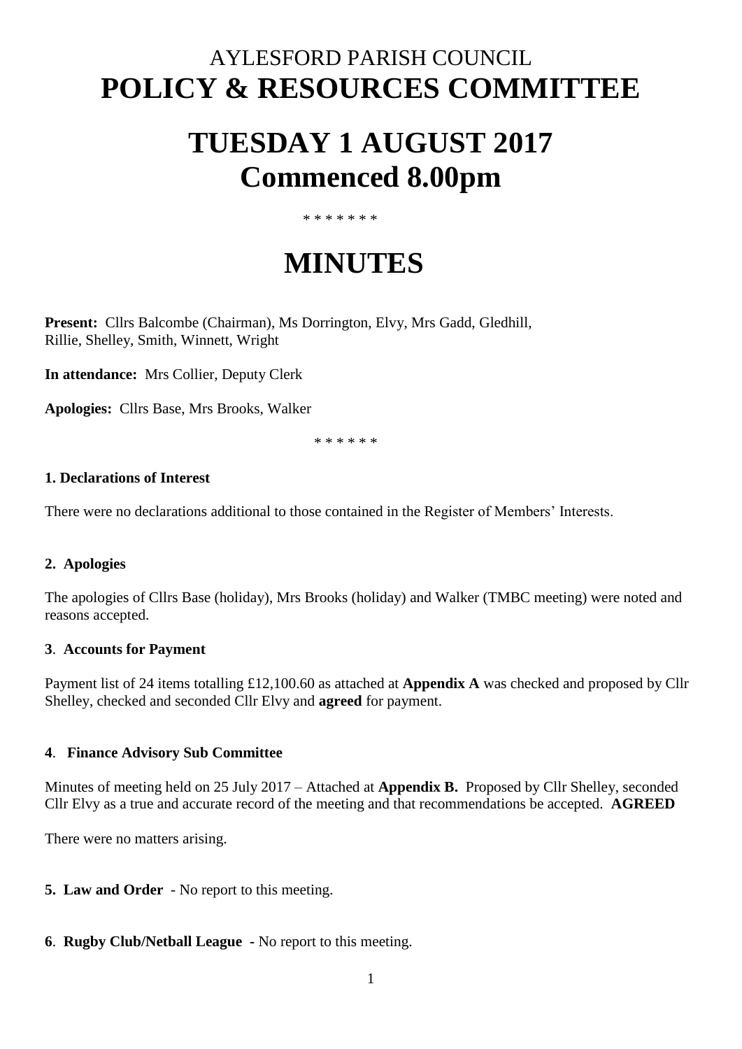# AYLESFORD PARISH COUNCIL
# POLICY & RESOURCES COMMITTEE

# TUESDAY 1 AUGUST 2017
# Commenced 8.00pm

\* \* \* \* \* \* \*

# MINUTES

**Present:** Cllrs Balcombe (Chairman), Ms Dorrington, Elvy, Mrs Gadd, Gledhill, Rillie, Shelley, Smith, Winnett, Wright

**In attendance:** Mrs Collier, Deputy Clerk

**Apologies:** Cllrs Base, Mrs Brooks, Walker

\* \* \* \* \* \*

**1. Declarations of Interest**

There were no declarations additional to those contained in the Register of Members' Interests.

**2. Apologies**

The apologies of Cllrs Base (holiday), Mrs Brooks (holiday) and Walker (TMBC meeting) were noted and reasons accepted.

**3. Accounts for Payment**

Payment list of 24 items totalling £12,100.60 as attached at **Appendix A** was checked and proposed by Cllr Shelley, checked and seconded Cllr Elvy and **agreed** for payment.

**4. Finance Advisory Sub Committee**

Minutes of meeting held on 25 July 2017 – Attached at **Appendix B.** Proposed by Cllr Shelley, seconded Cllr Elvy as a true and accurate record of the meeting and that recommendations be accepted. **AGREED**

There were no matters arising.

**5. Law and Order** - No report to this meeting.

**6. Rugby Club/Netball League -** No report to this meeting.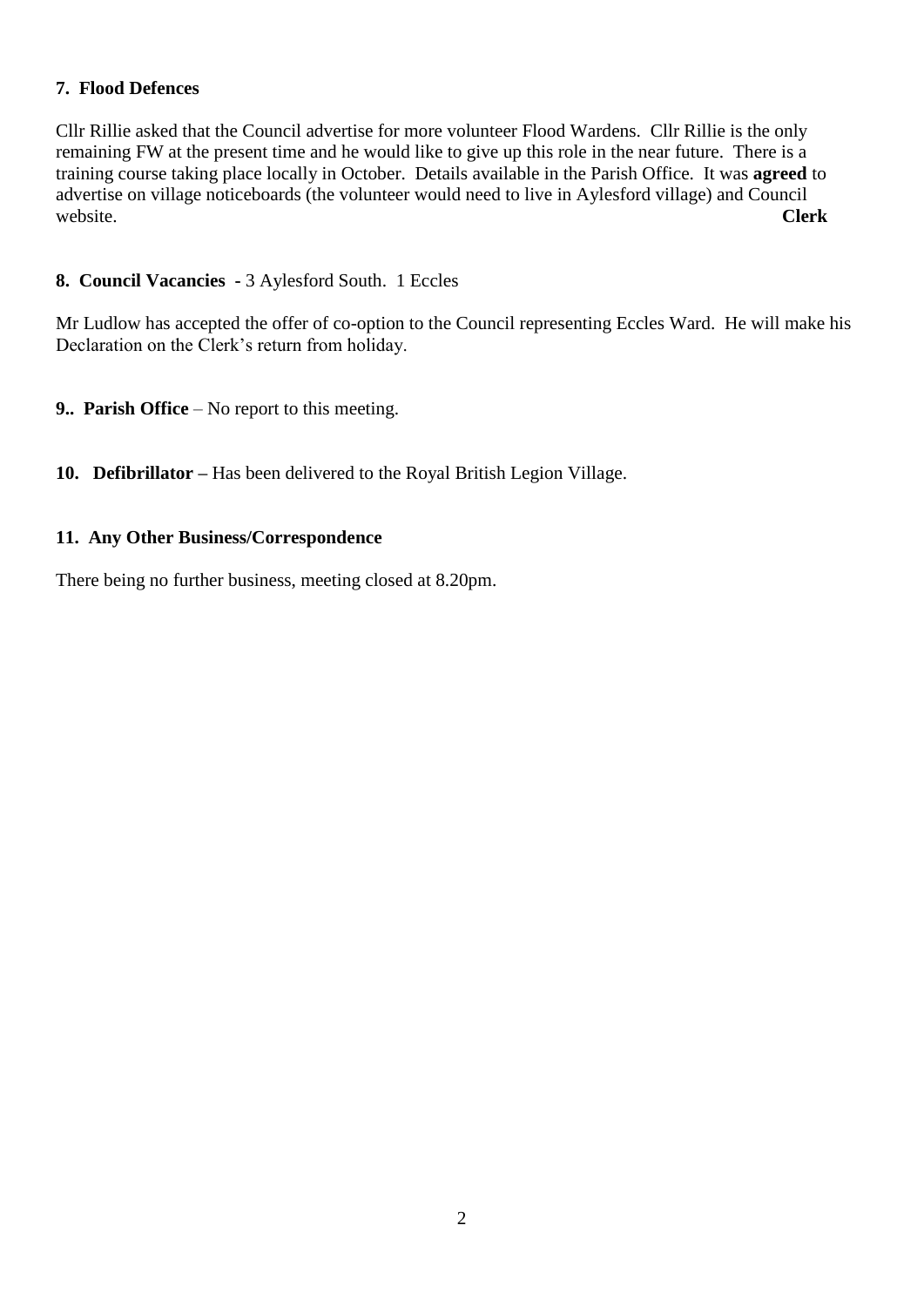**7. Flood Defences**

Cllr Rillie asked that the Council advertise for more volunteer Flood Wardens. Cllr Rillie is the only remaining FW at the present time and he would like to give up this role in the near future. There is a training course taking place locally in October. Details available in the Parish Office. It was **agreed** to advertise on village noticeboards (the volunteer would need to live in Aylesford village) and Council website. **Clerk**

**8. Council Vacancies -** 3 Aylesford South. 1 Eccles

Mr Ludlow has accepted the offer of co-option to the Council representing Eccles Ward. He will make his Declaration on the Clerk's return from holiday.

**9.. Parish Office** – No report to this meeting.

**10. Defibrillator –** Has been delivered to the Royal British Legion Village.

**11. Any Other Business/Correspondence**

There being no further business, meeting closed at 8.20pm.